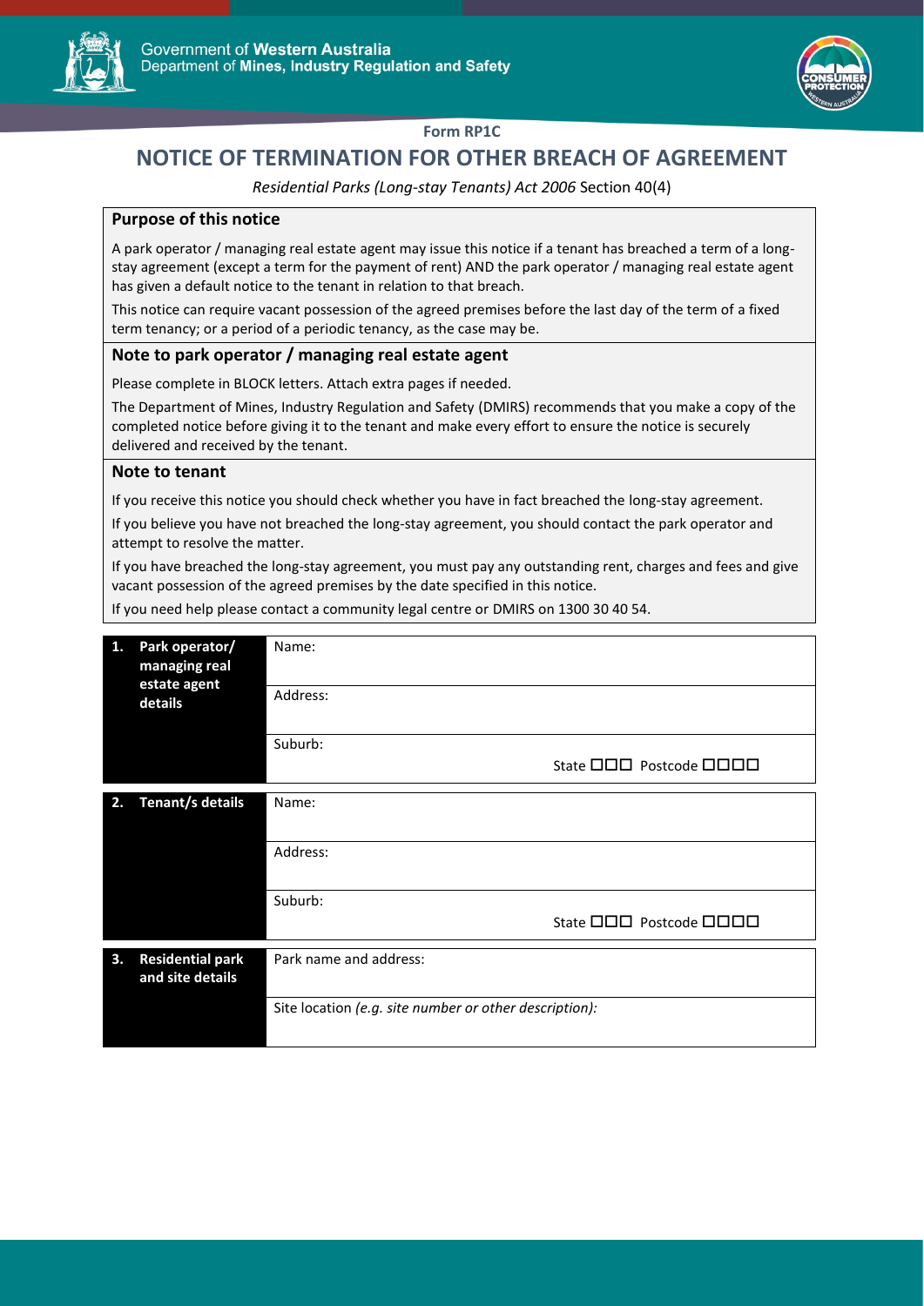Government of Western Australia
Department of **Mines, Industry Regulation and Safety**

**Form RP1C**

# NOTICE OF TERMINATION FOR OTHER BREACH OF AGREEMENT

*Residential Parks (Long-stay Tenants) Act 2006* Section 40(4)

### Purpose of this notice

A park operator / managing real estate agent may issue this notice if a tenant has breached a term of a long-stay agreement (except a term for the payment of rent) AND the park operator / managing real estate agent has given a default notice to the tenant in relation to that breach.

This notice can require vacant possession of the agreed premises before the last day of the term of a fixed term tenancy; or a period of a periodic tenancy, as the case may be.

### Note to park operator / managing real estate agent

Please complete in BLOCK letters. Attach extra pages if needed.

The Department of Mines, Industry Regulation and Safety (DMIRS) recommends that you make a copy of the completed notice before giving it to the tenant and make every effort to ensure the notice is securely delivered and received by the tenant.

### Note to tenant

If you receive this notice you should check whether you have in fact breached the long-stay agreement.

If you believe you have not breached the long-stay agreement, you should contact the park operator and attempt to resolve the matter.

If you have breached the long-stay agreement, you must pay any outstanding rent, charges and fees and give vacant possession of the agreed premises by the date specified in this notice.

If you need help please contact a community legal centre or DMIRS on 1300 30 40 54.

| | |
|---|---|
| **1. Park operator/ managing real estate agent details** | Name: |
| | Address: |
| | Suburb: State ☐☐☐ Postcode ☐☐☐☐ |

| | |
|---|---|
| **2. Tenant/s details** | Name: |
| | Address: |
| | Suburb: State ☐☐☐ Postcode ☐☐☐☐ |

| | |
|---|---|
| **3. Residential park and site details** | Park name and address: |
| | Site location *(e.g. site number or other description):* |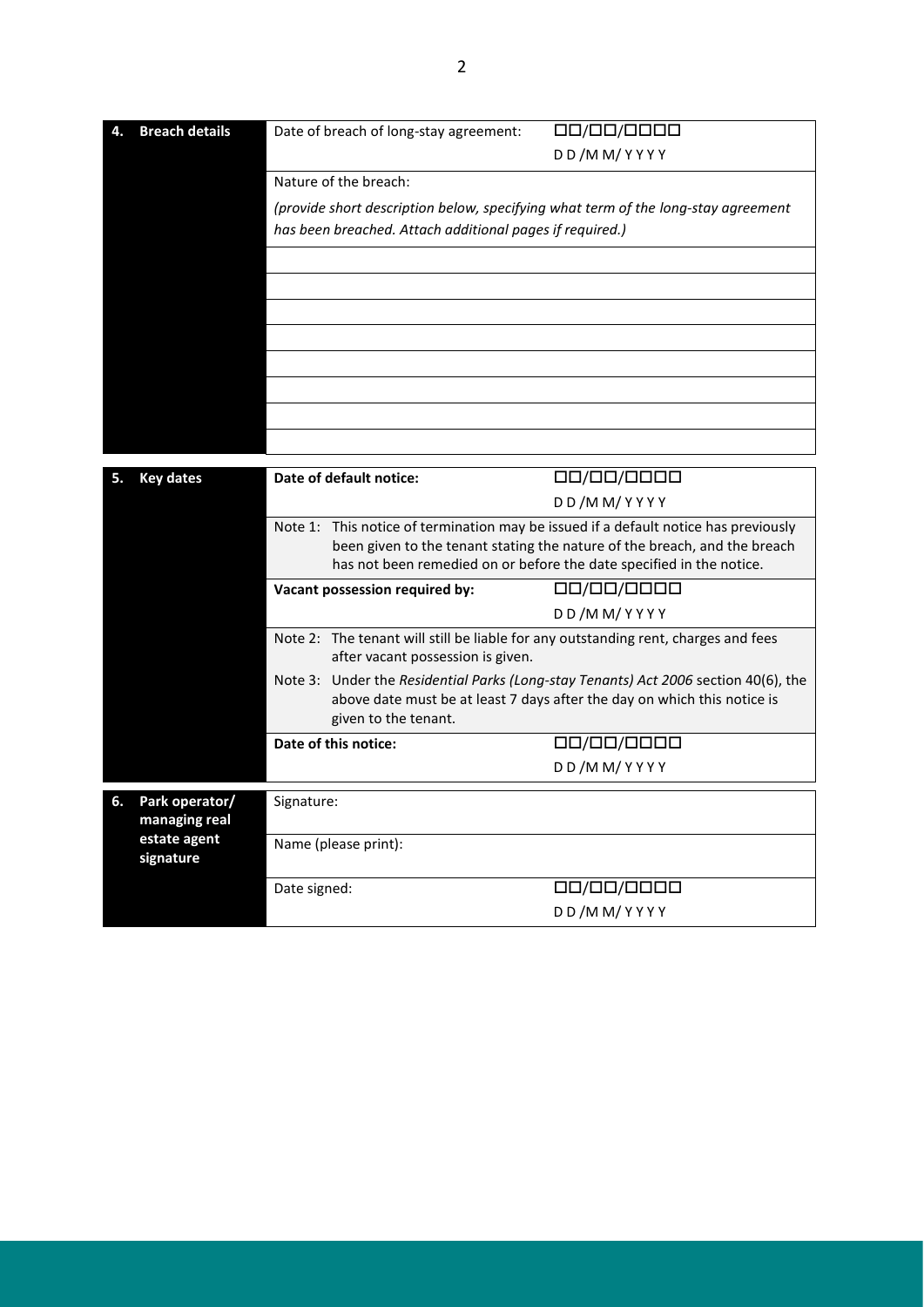| | | |
|---|---|---|
| **4. Breach details** | Date of breach of long-stay agreement: | ☐☐/☐☐/☐☐☐☐<br>D D /M M/ Y Y Y Y |
| | Nature of the breach:<br>*(provide short description below, specifying what term of the long-stay agreement has been breached. Attach additional pages if required.)* | |
| | | |
| | | |
| | | |
| | | |
| | | |
| | | |
| | | |
| | | |

| | | |
|---|---|---|
| **5. Key dates** | **Date of default notice:** | ☐☐/☐☐/☐☐☐☐<br>D D /M M/ Y Y Y Y |
| | Note 1: This notice of termination may be issued if a default notice has previously been given to the tenant stating the nature of the breach, and the breach has not been remedied on or before the date specified in the notice. | |
| | **Vacant possession required by:** | ☐☐/☐☐/☐☐☐☐<br>D D /M M/ Y Y Y Y |
| | Note 2: The tenant will still be liable for any outstanding rent, charges and fees after vacant possession is given.<br>Note 3: Under the *Residential Parks (Long-stay Tenants) Act 2006* section 40(6), the above date must be at least 7 days after the day on which this notice is given to the tenant. | |
| | **Date of this notice:** | ☐☐/☐☐/☐☐☐☐<br>D D /M M/ Y Y Y Y |

| | | |
|---|---|---|
| **6. Park operator/ managing real estate agent signature** | Signature: | |
| | Name (please print): | |
| | Date signed: | ☐☐/☐☐/☐☐☐☐<br>D D /M M/ Y Y Y Y |